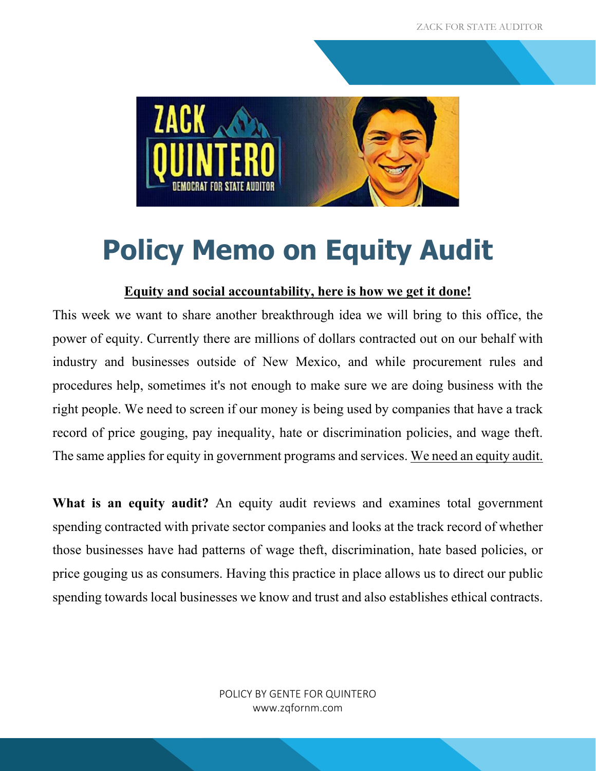# Policy Memo on Equity Audit

**Equity and social accountability, here is how we get it done!**

This week we want to share another breakthrough idea we will bring to this office, the power of equity. Currently there are millions of dollars contracted out on our behalf with industry and businesses outside of New Mexico, and while procurement rules and procedures help, sometimes it's not enough to make sure we are doing business with the right people. We need to screen if our money is being used by companies that have a track record of price gouging, pay inequality, hate or discrimination policies, and wage theft. The same applies for equity in government programs and services. We need an equity audit.

**What is an equity audit?** An equity audit reviews and examines total government spending contracted with private sector companies and looks at the track record of whether those businesses have had patterns of wage theft, discrimination, hate based policies, or price gouging us as consumers. Having this practice in place allows us to direct our public spending towards local businesses we know and trust and also establishes ethical contracts.

POLICY BY GENTE FOR QUINTERO
www.zqfornm.com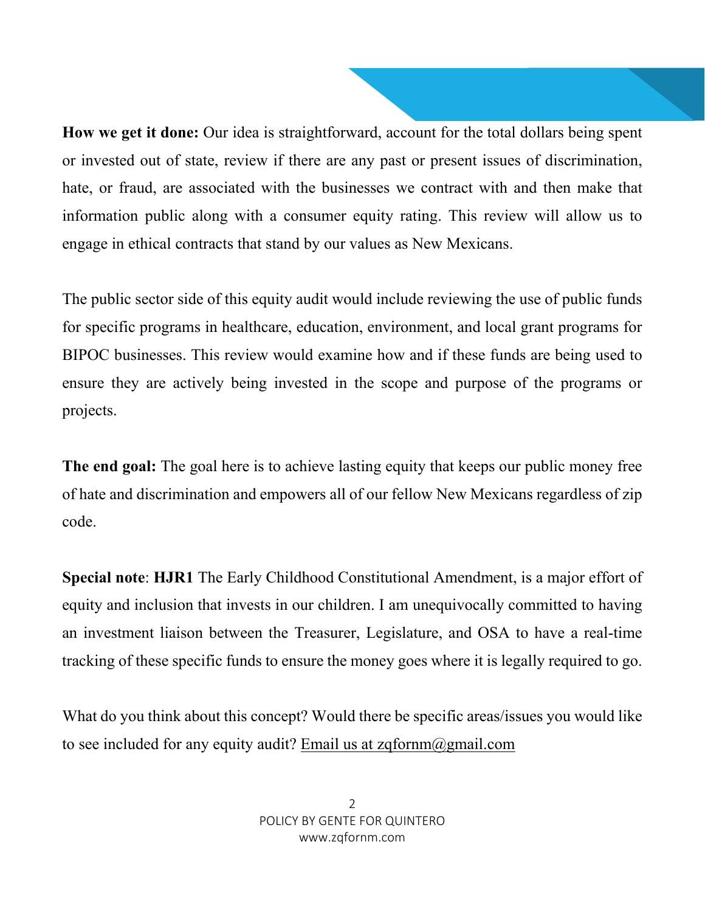**How we get it done:** Our idea is straightforward, account for the total dollars being spent or invested out of state, review if there are any past or present issues of discrimination, hate, or fraud, are associated with the businesses we contract with and then make that information public along with a consumer equity rating. This review will allow us to engage in ethical contracts that stand by our values as New Mexicans.

The public sector side of this equity audit would include reviewing the use of public funds for specific programs in healthcare, education, environment, and local grant programs for BIPOC businesses. This review would examine how and if these funds are being used to ensure they are actively being invested in the scope and purpose of the programs or projects.

**The end goal:** The goal here is to achieve lasting equity that keeps our public money free of hate and discrimination and empowers all of our fellow New Mexicans regardless of zip code.

**Special note**: **HJR1** The Early Childhood Constitutional Amendment, is a major effort of equity and inclusion that invests in our children. I am unequivocally committed to having an investment liaison between the Treasurer, Legislature, and OSA to have a real-time tracking of these specific funds to ensure the money goes where it is legally required to go.

What do you think about this concept? Would there be specific areas/issues you would like to see included for any equity audit? Email us at zqfornm@gmail.com